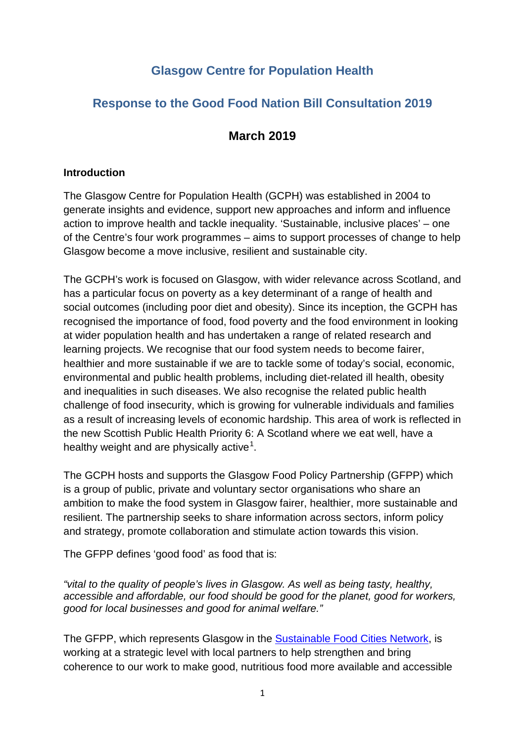# Glasgow Centre for Population Health

## Response to the Good Food Nation Bill Consultation 2019

## March 2019

**Introduction**

The Glasgow Centre for Population Health (GCPH) was established in 2004 to generate insights and evidence, support new approaches and inform and influence action to improve health and tackle inequality. 'Sustainable, inclusive places' – one of the Centre's four work programmes – aims to support processes of change to help Glasgow become a move inclusive, resilient and sustainable city.

The GCPH's work is focused on Glasgow, with wider relevance across Scotland, and has a particular focus on poverty as a key determinant of a range of health and social outcomes (including poor diet and obesity). Since its inception, the GCPH has recognised the importance of food, food poverty and the food environment in looking at wider population health and has undertaken a range of related research and learning projects. We recognise that our food system needs to become fairer, healthier and more sustainable if we are to tackle some of today's social, economic, environmental and public health problems, including diet-related ill health, obesity and inequalities in such diseases. We also recognise the related public health challenge of food insecurity, which is growing for vulnerable individuals and families as a result of increasing levels of economic hardship. This area of work is reflected in the new Scottish Public Health Priority 6: A Scotland where we eat well, have a healthy weight and are physically active[1].

The GCPH hosts and supports the Glasgow Food Policy Partnership (GFPP) which is a group of public, private and voluntary sector organisations who share an ambition to make the food system in Glasgow fairer, healthier, more sustainable and resilient. The partnership seeks to share information across sectors, inform policy and strategy, promote collaboration and stimulate action towards this vision.

The GFPP defines 'good food' as food that is:

*"vital to the quality of people's lives in Glasgow. As well as being tasty, healthy, accessible and affordable, our food should be good for the planet, good for workers, good for local businesses and good for animal welfare."*

The GFPP, which represents Glasgow in the Sustainable Food Cities Network, is working at a strategic level with local partners to help strengthen and bring coherence to our work to make good, nutritious food more available and accessible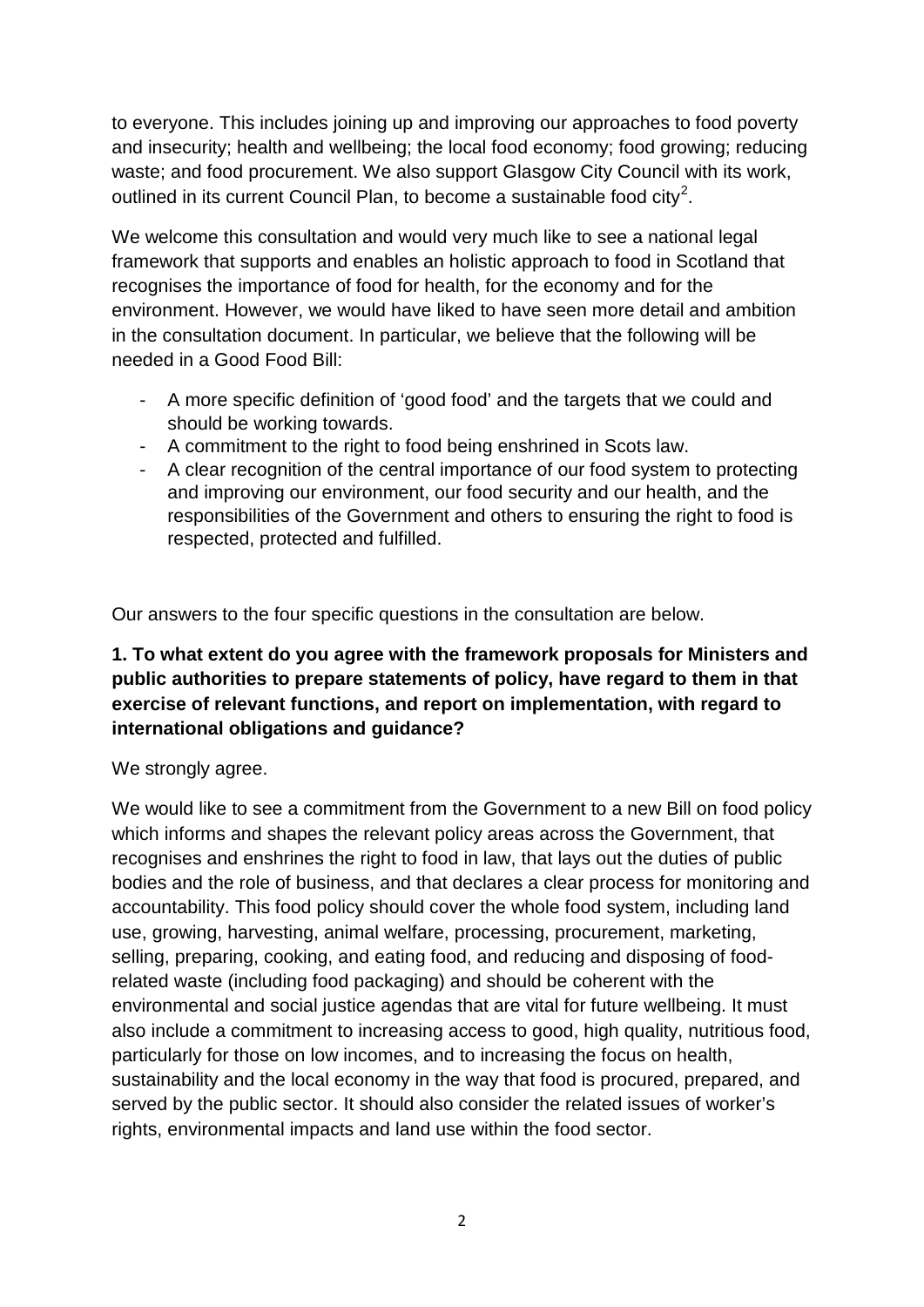to everyone. This includes joining up and improving our approaches to food poverty and insecurity; health and wellbeing; the local food economy; food growing; reducing waste; and food procurement. We also support Glasgow City Council with its work, outlined in its current Council Plan, to become a sustainable food city[2].

We welcome this consultation and would very much like to see a national legal framework that supports and enables an holistic approach to food in Scotland that recognises the importance of food for health, for the economy and for the environment. However, we would have liked to have seen more detail and ambition in the consultation document. In particular, we believe that the following will be needed in a Good Food Bill:

- A more specific definition of 'good food' and the targets that we could and should be working towards.
- A commitment to the right to food being enshrined in Scots law.
- A clear recognition of the central importance of our food system to protecting and improving our environment, our food security and our health, and the responsibilities of the Government and others to ensuring the right to food is respected, protected and fulfilled.

Our answers to the four specific questions in the consultation are below.

**1. To what extent do you agree with the framework proposals for Ministers and public authorities to prepare statements of policy, have regard to them in that exercise of relevant functions, and report on implementation, with regard to international obligations and guidance?**

We strongly agree.

We would like to see a commitment from the Government to a new Bill on food policy which informs and shapes the relevant policy areas across the Government, that recognises and enshrines the right to food in law, that lays out the duties of public bodies and the role of business, and that declares a clear process for monitoring and accountability. This food policy should cover the whole food system, including land use, growing, harvesting, animal welfare, processing, procurement, marketing, selling, preparing, cooking, and eating food, and reducing and disposing of food-related waste (including food packaging) and should be coherent with the environmental and social justice agendas that are vital for future wellbeing. It must also include a commitment to increasing access to good, high quality, nutritious food, particularly for those on low incomes, and to increasing the focus on health, sustainability and the local economy in the way that food is procured, prepared, and served by the public sector. It should also consider the related issues of worker's rights, environmental impacts and land use within the food sector.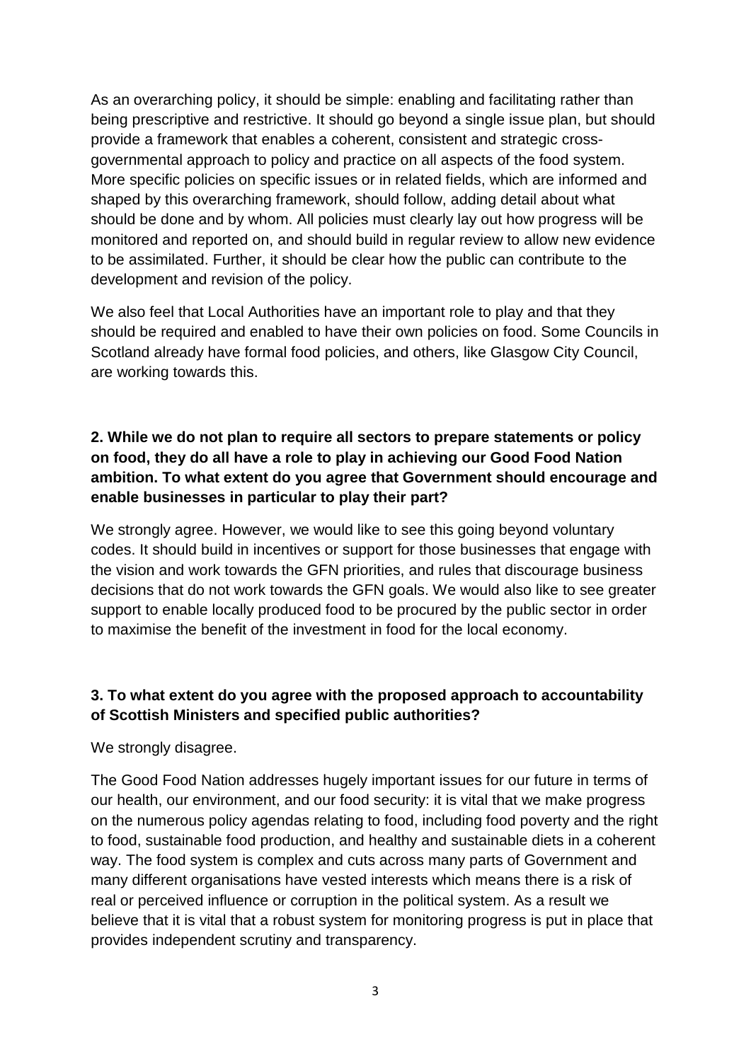As an overarching policy, it should be simple: enabling and facilitating rather than being prescriptive and restrictive. It should go beyond a single issue plan, but should provide a framework that enables a coherent, consistent and strategic cross-governmental approach to policy and practice on all aspects of the food system. More specific policies on specific issues or in related fields, which are informed and shaped by this overarching framework, should follow, adding detail about what should be done and by whom. All policies must clearly lay out how progress will be monitored and reported on, and should build in regular review to allow new evidence to be assimilated. Further, it should be clear how the public can contribute to the development and revision of the policy.

We also feel that Local Authorities have an important role to play and that they should be required and enabled to have their own policies on food. Some Councils in Scotland already have formal food policies, and others, like Glasgow City Council, are working towards this.

**2. While we do not plan to require all sectors to prepare statements or policy on food, they do all have a role to play in achieving our Good Food Nation ambition. To what extent do you agree that Government should encourage and enable businesses in particular to play their part?**

We strongly agree. However, we would like to see this going beyond voluntary codes. It should build in incentives or support for those businesses that engage with the vision and work towards the GFN priorities, and rules that discourage business decisions that do not work towards the GFN goals. We would also like to see greater support to enable locally produced food to be procured by the public sector in order to maximise the benefit of the investment in food for the local economy.

**3. To what extent do you agree with the proposed approach to accountability of Scottish Ministers and specified public authorities?**

We strongly disagree.

The Good Food Nation addresses hugely important issues for our future in terms of our health, our environment, and our food security: it is vital that we make progress on the numerous policy agendas relating to food, including food poverty and the right to food, sustainable food production, and healthy and sustainable diets in a coherent way. The food system is complex and cuts across many parts of Government and many different organisations have vested interests which means there is a risk of real or perceived influence or corruption in the political system. As a result we believe that it is vital that a robust system for monitoring progress is put in place that provides independent scrutiny and transparency.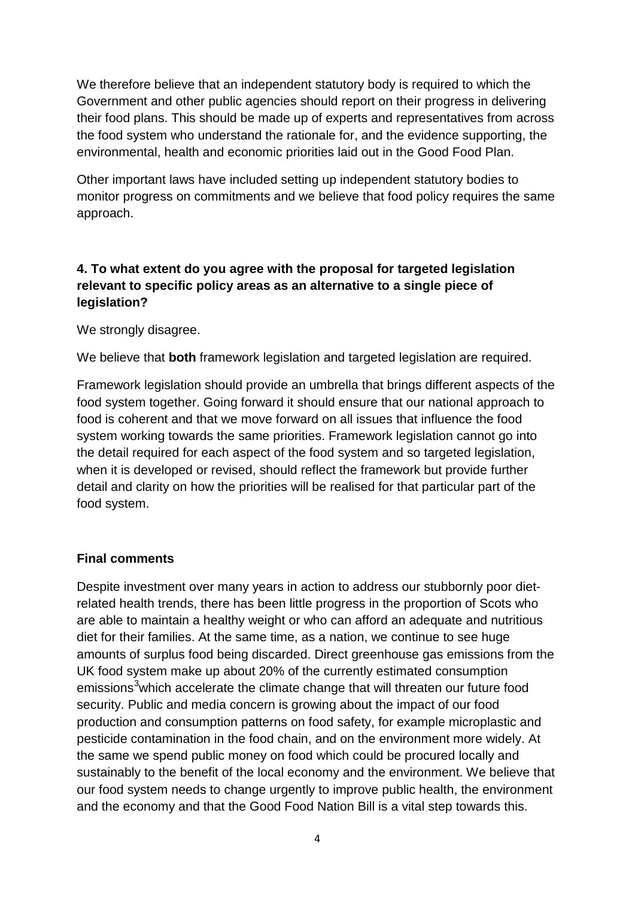We therefore believe that an independent statutory body is required to which the Government and other public agencies should report on their progress in delivering their food plans. This should be made up of experts and representatives from across the food system who understand the rationale for, and the evidence supporting, the environmental, health and economic priorities laid out in the Good Food Plan.

Other important laws have included setting up independent statutory bodies to monitor progress on commitments and we believe that food policy requires the same approach.

**4. To what extent do you agree with the proposal for targeted legislation relevant to specific policy areas as an alternative to a single piece of legislation?**

We strongly disagree.

We believe that **both** framework legislation and targeted legislation are required.

Framework legislation should provide an umbrella that brings different aspects of the food system together. Going forward it should ensure that our national approach to food is coherent and that we move forward on all issues that influence the food system working towards the same priorities. Framework legislation cannot go into the detail required for each aspect of the food system and so targeted legislation, when it is developed or revised, should reflect the framework but provide further detail and clarity on how the priorities will be realised for that particular part of the food system.

**Final comments**

Despite investment over many years in action to address our stubbornly poor diet-related health trends, there has been little progress in the proportion of Scots who are able to maintain a healthy weight or who can afford an adequate and nutritious diet for their families. At the same time, as a nation, we continue to see huge amounts of surplus food being discarded. Direct greenhouse gas emissions from the UK food system make up about 20% of the currently estimated consumption emissions[3]which accelerate the climate change that will threaten our future food security. Public and media concern is growing about the impact of our food production and consumption patterns on food safety, for example microplastic and pesticide contamination in the food chain, and on the environment more widely. At the same we spend public money on food which could be procured locally and sustainably to the benefit of the local economy and the environment. We believe that our food system needs to change urgently to improve public health, the environment and the economy and that the Good Food Nation Bill is a vital step towards this.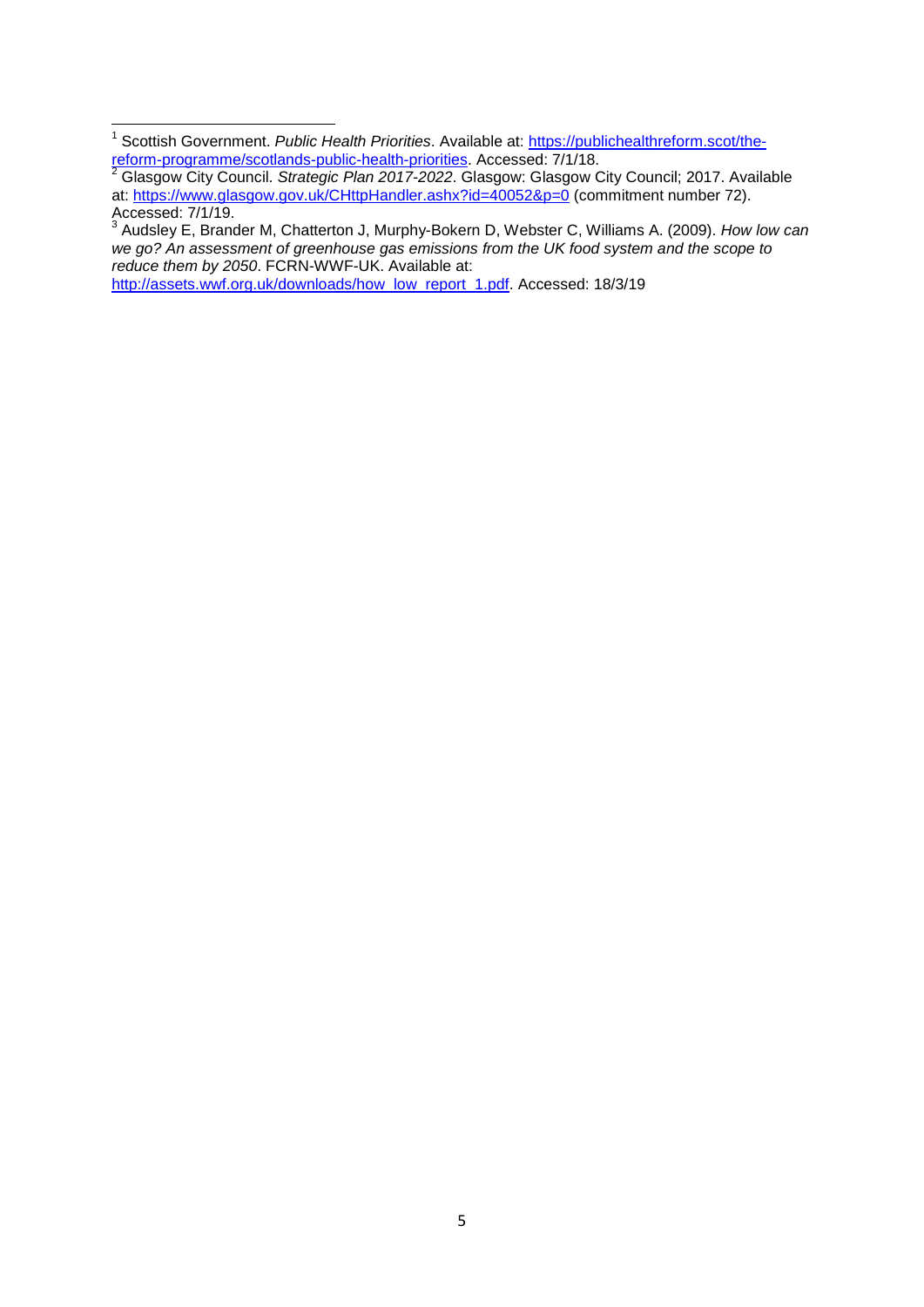[1] Scottish Government. *Public Health Priorities*. Available at: https://publichealthreform.scot/the-reform-programme/scotlands-public-health-priorities. Accessed: 7/1/18.

[2] Glasgow City Council. *Strategic Plan 2017-2022*. Glasgow: Glasgow City Council; 2017. Available at: https://www.glasgow.gov.uk/CHttpHandler.ashx?id=40052&p=0 (commitment number 72). Accessed: 7/1/19.

[3] Audsley E, Brander M, Chatterton J, Murphy-Bokern D, Webster C, Williams A. (2009). *How low can we go? An assessment of greenhouse gas emissions from the UK food system and the scope to reduce them by 2050*. FCRN-WWF-UK. Available at: http://assets.wwf.org.uk/downloads/how_low_report_1.pdf. Accessed: 18/3/19